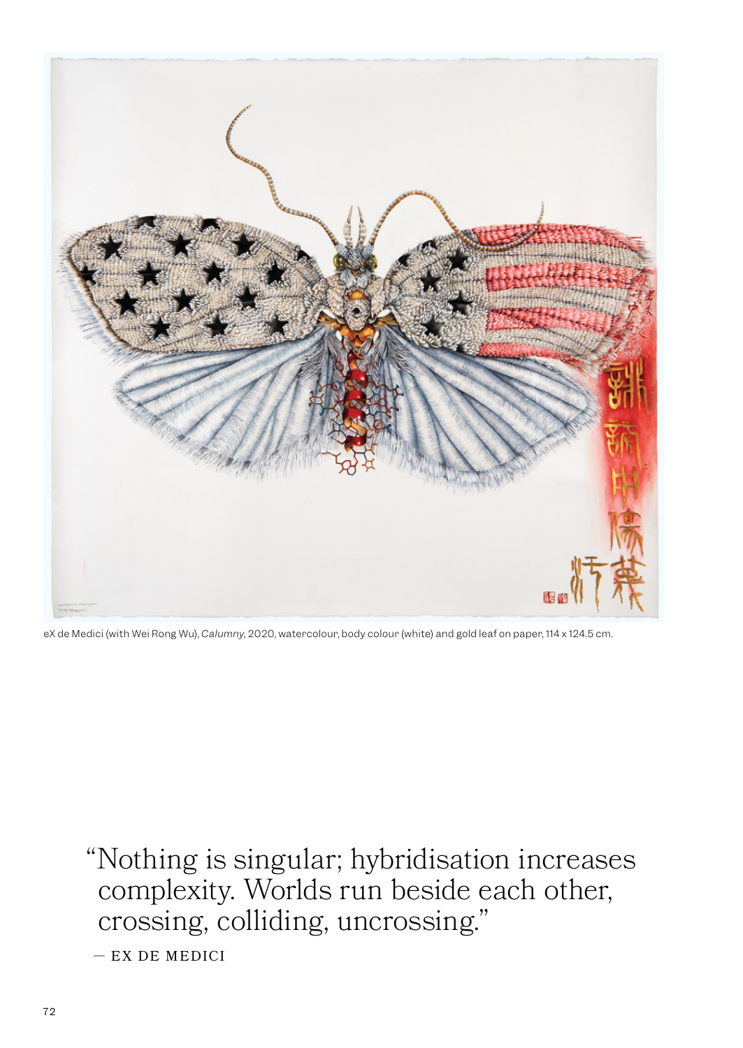eX de Medici (with Wei Rong Wu), *Calumny*, 2020, watercolour, body colour (white) and gold leaf on paper, 114 x 124.5 cm.

> "Nothing is singular; hybridisation increases complexity. Worlds run beside each other, crossing, colliding, uncrossing."
>
> — EX DE MEDICI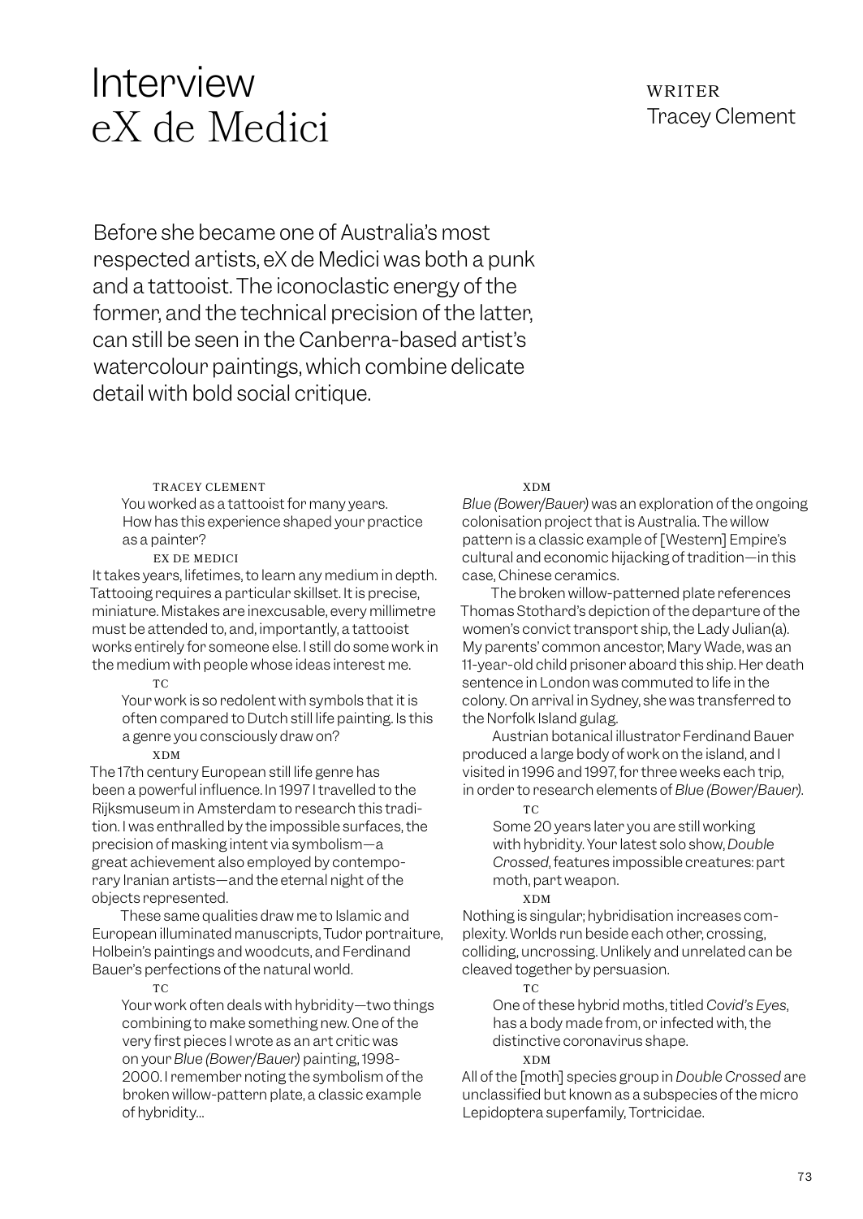# Interview eX de Medici

WRITER
Tracey Clement

Before she became one of Australia's most respected artists, eX de Medici was both a punk and a tattooist. The iconoclastic energy of the former, and the technical precision of the latter, can still be seen in the Canberra-based artist's watercolour paintings, which combine delicate detail with bold social critique.

TRACEY CLEMENT

You worked as a tattooist for many years. How has this experience shaped your practice as a painter?

EX DE MEDICI

It takes years, lifetimes, to learn any medium in depth. Tattooing requires a particular skillset. It is precise, miniature. Mistakes are inexcusable, every millimetre must be attended to, and, importantly, a tattooist works entirely for someone else. I still do some work in the medium with people whose ideas interest me.

TC

Your work is so redolent with symbols that it is often compared to Dutch still life painting. Is this a genre you consciously draw on?

XDM

The 17th century European still life genre has been a powerful influence. In 1997 I travelled to the Rijksmuseum in Amsterdam to research this tradition. I was enthralled by the impossible surfaces, the precision of masking intent via symbolism—a great achievement also employed by contemporary Iranian artists—and the eternal night of the objects represented.

These same qualities draw me to Islamic and European illuminated manuscripts, Tudor portraiture, Holbein's paintings and woodcuts, and Ferdinand Bauer's perfections of the natural world.

TC

Your work often deals with hybridity—two things combining to make something new. One of the very first pieces I wrote as an art critic was on your *Blue (Bower/Bauer)* painting, 1998-2000. I remember noting the symbolism of the broken willow-pattern plate, a classic example of hybridity...

XDM

*Blue (Bower/Bauer)* was an exploration of the ongoing colonisation project that is Australia. The willow pattern is a classic example of [Western] Empire's cultural and economic hijacking of tradition—in this case, Chinese ceramics.

The broken willow-patterned plate references Thomas Stothard's depiction of the departure of the women's convict transport ship, the Lady Julian(a). My parents' common ancestor, Mary Wade, was an 11-year-old child prisoner aboard this ship. Her death sentence in London was commuted to life in the colony. On arrival in Sydney, she was transferred to the Norfolk Island gulag.

Austrian botanical illustrator Ferdinand Bauer produced a large body of work on the island, and I visited in 1996 and 1997, for three weeks each trip, in order to research elements of *Blue (Bower/Bauer)*.

TC

Some 20 years later you are still working with hybridity. Your latest solo show, *Double Crossed*, features impossible creatures: part moth, part weapon.

XDM

Nothing is singular; hybridisation increases complexity. Worlds run beside each other, crossing, colliding, uncrossing. Unlikely and unrelated can be cleaved together by persuasion.

TC

One of these hybrid moths, titled *Covid's Eyes*, has a body made from, or infected with, the distinctive coronavirus shape.

XDM

All of the [moth] species group in *Double Crossed* are unclassified but known as a subspecies of the micro Lepidoptera superfamily, Tortricidae.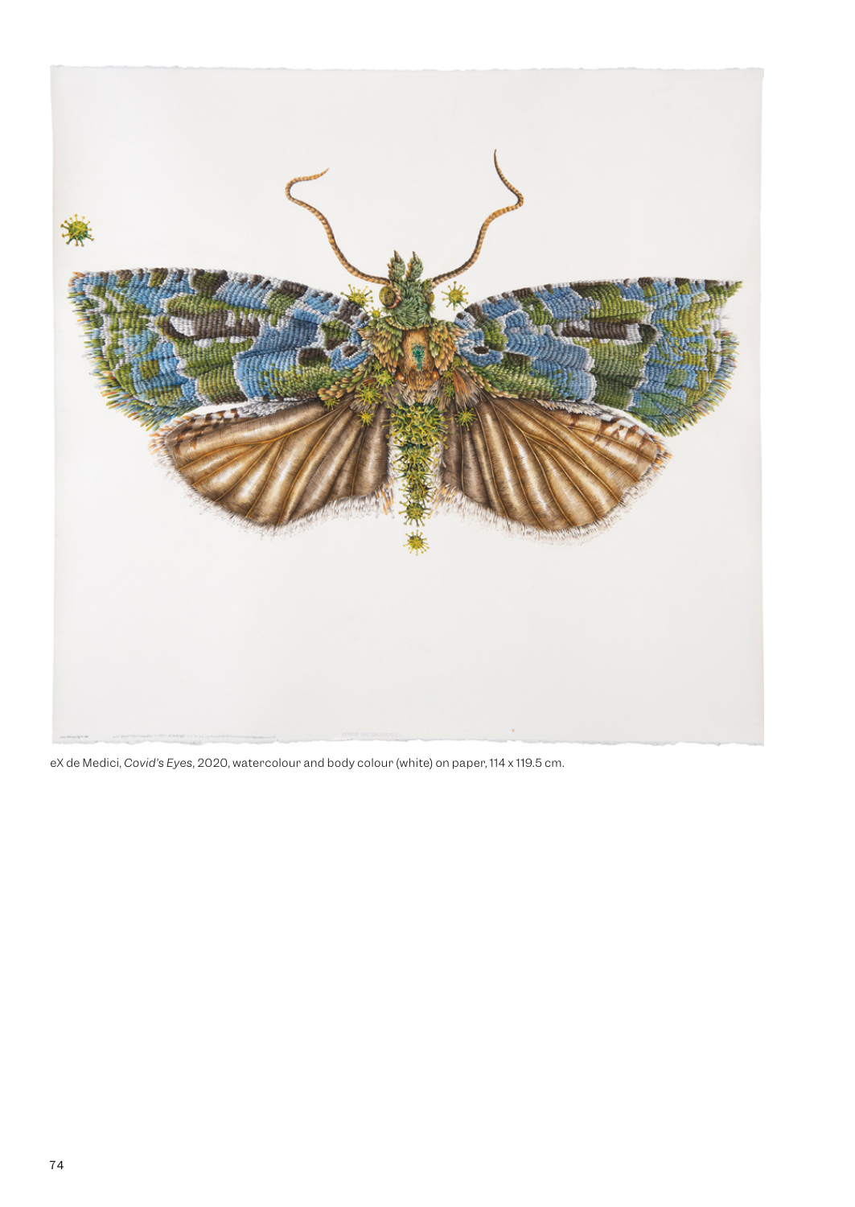eX de Medici, *Covid's Eyes*, 2020, watercolour and body colour (white) on paper, 114 x 119.5 cm.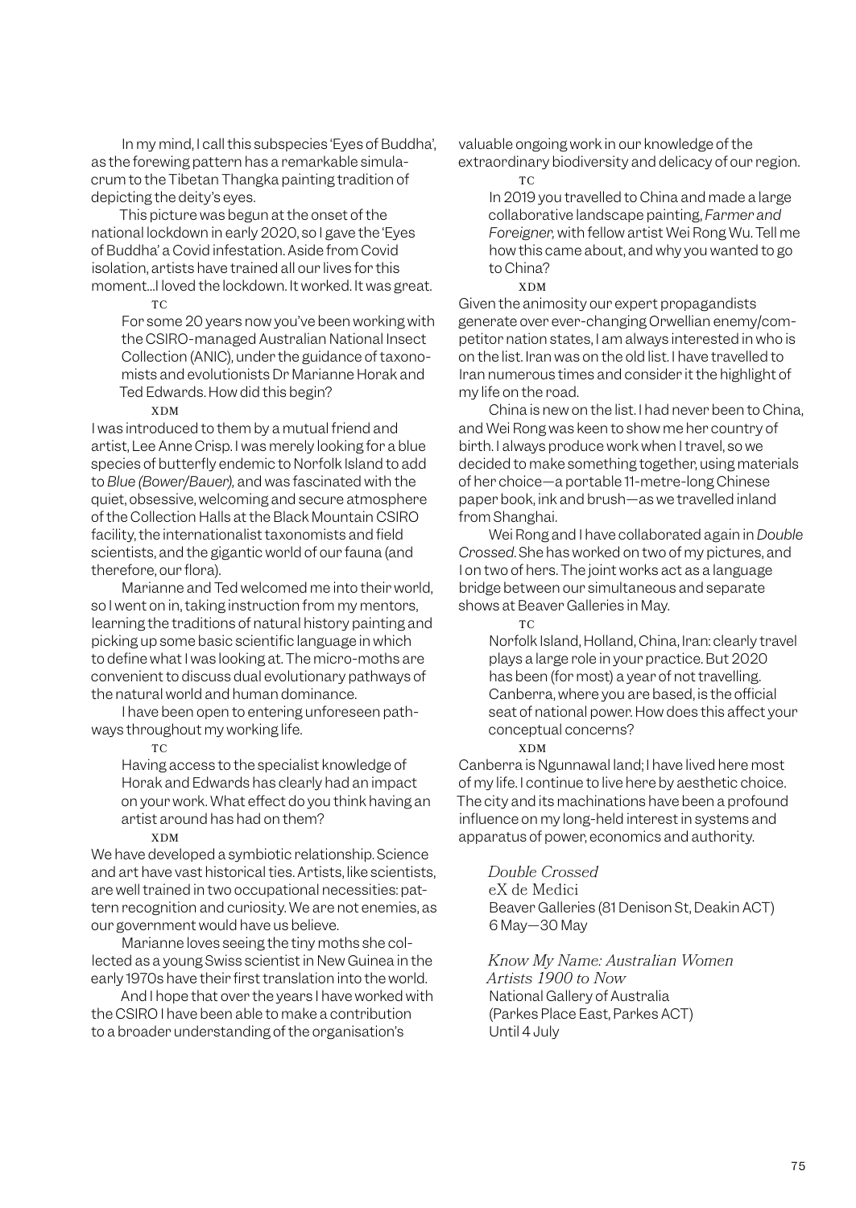In my mind, I call this subspecies 'Eyes of Buddha', as the forewing pattern has a remarkable simulacrum to the Tibetan Thangka painting tradition of depicting the deity's eyes.

This picture was begun at the onset of the national lockdown in early 2020, so I gave the 'Eyes of Buddha' a Covid infestation. Aside from Covid isolation, artists have trained all our lives for this moment…I loved the lockdown. It worked. It was great.

TC

For some 20 years now you've been working with the CSIRO-managed Australian National Insect Collection (ANIC), under the guidance of taxonomists and evolutionists Dr Marianne Horak and Ted Edwards. How did this begin?

XDM

I was introduced to them by a mutual friend and artist, Lee Anne Crisp. I was merely looking for a blue species of butterfly endemic to Norfolk Island to add to *Blue (Bower/Bauer)*, and was fascinated with the quiet, obsessive, welcoming and secure atmosphere of the Collection Halls at the Black Mountain CSIRO facility, the internationalist taxonomists and field scientists, and the gigantic world of our fauna (and therefore, our flora).

Marianne and Ted welcomed me into their world, so I went on in, taking instruction from my mentors, learning the traditions of natural history painting and picking up some basic scientific language in which to define what I was looking at. The micro-moths are convenient to discuss dual evolutionary pathways of the natural world and human dominance.

I have been open to entering unforeseen pathways throughout my working life.

TC

Having access to the specialist knowledge of Horak and Edwards has clearly had an impact on your work. What effect do you think having an artist around has had on them?

XDM

We have developed a symbiotic relationship. Science and art have vast historical ties. Artists, like scientists, are well trained in two occupational necessities: pattern recognition and curiosity. We are not enemies, as our government would have us believe.

Marianne loves seeing the tiny moths she collected as a young Swiss scientist in New Guinea in the early 1970s have their first translation into the world.

And I hope that over the years I have worked with the CSIRO I have been able to make a contribution to a broader understanding of the organisation's valuable ongoing work in our knowledge of the extraordinary biodiversity and delicacy of our region.

TC

In 2019 you travelled to China and made a large collaborative landscape painting, *Farmer and Foreigner*, with fellow artist Wei Rong Wu. Tell me how this came about, and why you wanted to go to China?

XDM

Given the animosity our expert propagandists generate over ever-changing Orwellian enemy/competitor nation states, I am always interested in who is on the list. Iran was on the old list. I have travelled to Iran numerous times and consider it the highlight of my life on the road.

China is new on the list. I had never been to China, and Wei Rong was keen to show me her country of birth. I always produce work when I travel, so we decided to make something together, using materials of her choice—a portable 11-metre-long Chinese paper book, ink and brush—as we travelled inland from Shanghai.

Wei Rong and I have collaborated again in *Double Crossed*. She has worked on two of my pictures, and I on two of hers. The joint works act as a language bridge between our simultaneous and separate shows at Beaver Galleries in May.

TC

Norfolk Island, Holland, China, Iran: clearly travel plays a large role in your practice. But 2020 has been (for most) a year of not travelling. Canberra, where you are based, is the official seat of national power. How does this affect your conceptual concerns?

XDM

Canberra is Ngunnawal land; I have lived here most of my life. I continue to live here by aesthetic choice. The city and its machinations have been a profound influence on my long-held interest in systems and apparatus of power, economics and authority.

*Double Crossed*
eX de Medici
Beaver Galleries (81 Denison St, Deakin ACT)
6 May—30 May

*Know My Name: Australian Women Artists 1900 to Now*
National Gallery of Australia
(Parkes Place East, Parkes ACT)
Until 4 July